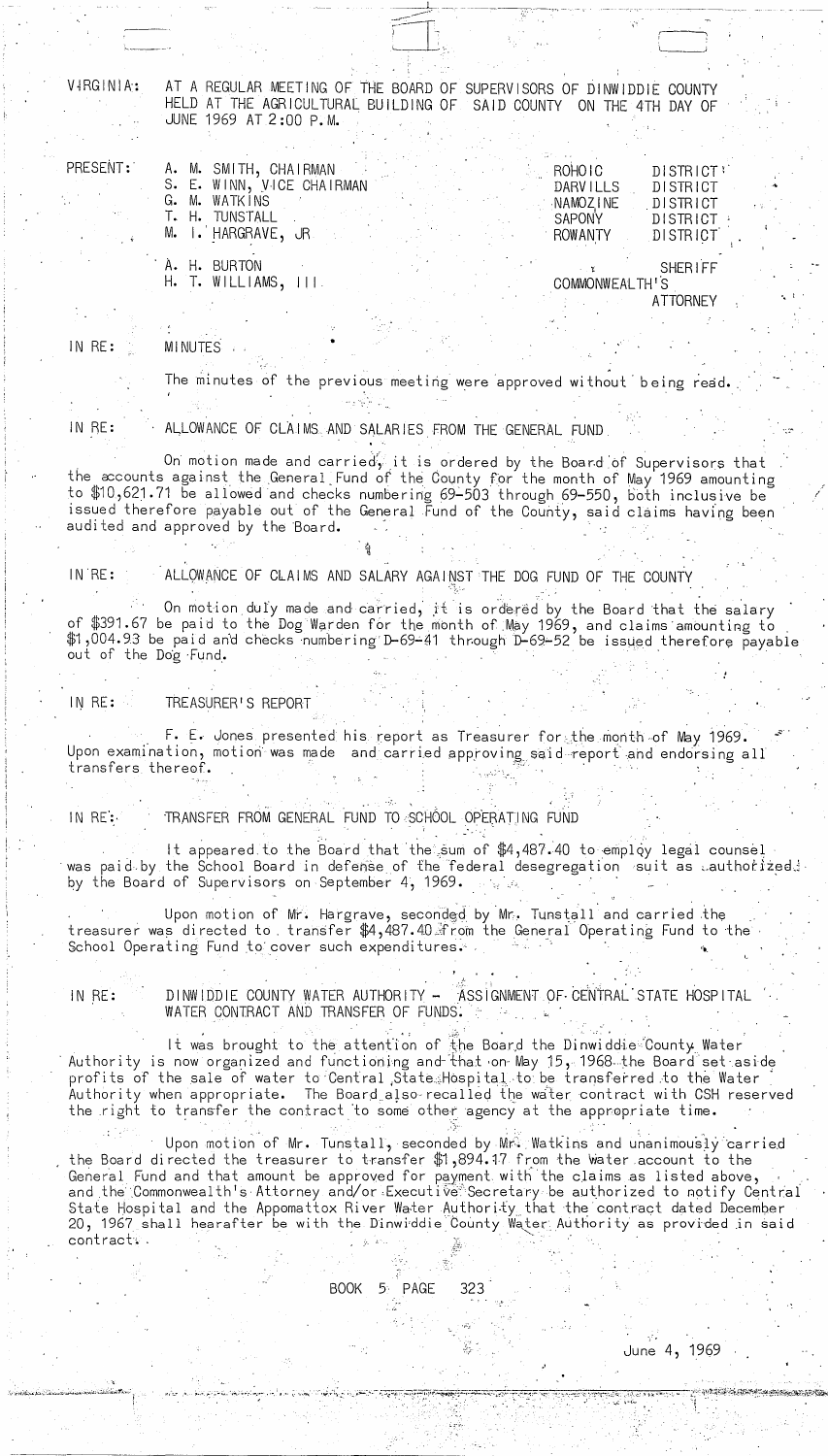VIRGINIA: AT A REGULAR MEETING OF THE BOARD OF SUPERVISORS OF DINWIDDIE COUNTY HELD AT THE AGRICULTURAL BUILDING OF SAID COUNTY ON THE 4TH DAY OF JUNE 1969 AT 2:00 P.M.

| PRESENT: | | |
|---|---|---|
| | A. M. SMITH, CHAIRMAN | ROHOIC DISTRICT |
| | S. E. WINN, VICE CHAIRMAN | DARVILLS DISTRICT |
| | G. M. WATKINS | NAMOZINE DISTRICT |
| | T. H. TUNSTALL | SAPONY DISTRICT |
| | M. I. HARGRAVE, JR | ROWANTY DISTRICT |
| | A. H. BURTON | SHERIFF |
| | H. T. WILLIAMS, III | COMMONWEALTH'S ATTORNEY |

IN RE: MINUTES

The minutes of the previous meeting were approved without being read.

IN RE: ALLOWANCE OF CLAIMS AND SALARIES FROM THE GENERAL FUND

On motion made and carried, it is ordered by the Board of Supervisors that the accounts against the General Fund of the County for the month of May 1969 amounting to $10,621.71 be allowed and checks numbering 69-503 through 69-550, both inclusive be issued therefore payable out of the General Fund of the County, said claims having been audited and approved by the Board.

IN RE: ALLOWANCE OF CLAIMS AND SALARY AGAINST THE DOG FUND OF THE COUNTY

On motion duly made and carried, it is ordered by the Board that the salary of $391.67 be paid to the Dog Warden for the month of May 1969, and claims amounting to $1,004.93 be paid and checks numbering D-69-41 through D-69-52 be issued therefore payable out of the Dog Fund.

IN RE: TREASURER'S REPORT

F. E. Jones presented his report as Treasurer for the month of May 1969. Upon examination, motion was made and carried approving said report and endorsing all transfers thereof.

IN RE: TRANSFER FROM GENERAL FUND TO SCHOOL OPERATING FUND

It appeared to the Board that the sum of $4,487.40 to employ legal counsel was paid by the School Board in defense of the federal desegregation suit as authorized by the Board of Supervisors on September 4, 1969.

Upon motion of Mr. Hargrave, seconded by Mr. Tunstall and carried the treasurer was directed to transfer $4,487.40 from the General Operating Fund to the School Operating Fund to cover such expenditures.

IN RE: DINWIDDIE COUNTY WATER AUTHORITY - ASSIGNMENT OF CENTRAL STATE HOSPITAL WATER CONTRACT AND TRANSFER OF FUNDS.

It was brought to the attention of the Board the Dinwiddie County Water Authority is now organized and functioning and that on May 15, 1968 the Board set aside profits of the sale of water to Central State Hospital to be transferred to the Water Authority when appropriate. The Board also recalled the water contract with CSH reserved the right to transfer the contract to some other agency at the appropriate time.

Upon motion of Mr. Tunstall, seconded by Mr. Watkins and unanimously carried the Board directed the treasurer to transfer $1,894.17 from the Water account to the General Fund and that amount be approved for payment with the claims as listed above, and the Commonwealth's Attorney and/or Executive Secretary be authorized to notify Central State Hospital and the Appomattox River Water Authority that the contract dated December 20, 1967 shall hearafter be with the Dinwiddie County Water Authority as provided in said contract.

BOOK 5 PAGE 323

June 4, 1969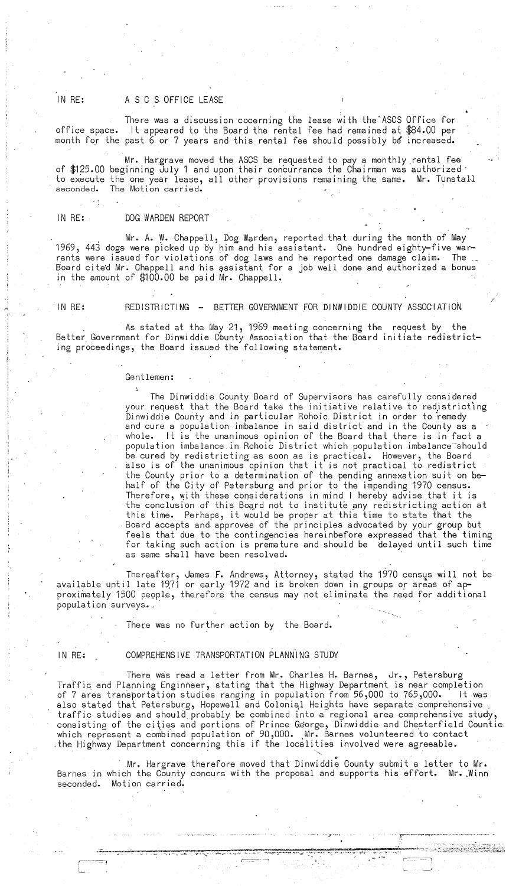IN RE: A S C S OFFICE LEASE

There was a discussion cocerning the lease with the ASCS Office for office space. It appeared to the Board the rental fee had remained at $84.00 per month for the past 6 or 7 years and this rental fee should possibly be increased.

Mr. Hargrave moved the ASCS be requested to pay a monthly rental fee of $125.00 beginning July 1 and upon their concurrance the Chairman was authorized to execute the one year lease, all other provisions remaining the same. Mr. Tunstall seconded. The Motion carried.

IN RE: DOG WARDEN REPORT

Mr. A. W. Chappell, Dog Warden, reported that during the month of May 1969, 443 dogs were picked up by him and his assistant. One hundred eighty-five warrants were issued for violations of dog laws and he reported one damage claim. The Board cited Mr. Chappell and his assistant for a job well done and authorized a bonus in the amount of $100.00 be paid Mr. Chappell.

IN RE: REDISTRICTING - BETTER GOVERNMENT FOR DINWIDDIE COUNTY ASSOCIATION

As stated at the May 21, 1969 meeting concerning the request by the Better Government for Dinwiddie County Association that the Board initiate redistricting proceedings, the Board issued the following statement.

> Gentlemen:
>
> The Dinwiddie County Board of Supervisors has carefully considered your request that the Board take the initiative relative to redistricting Dinwiddie County and in particular Rohoic District in order to remedy and cure a population imbalance in said district and in the County as a whole. It is the unanimous opinion of the Board that there is in fact a population imbalance in Rohoic District which population imbalance should be cured by redistricting as soon as is practical. However, the Board also is of the unanimous opinion that it is not practical to redistrict the County prior to a determination of the pending annexation suit on behalf of the City of Petersburg and prior to the impending 1970 census. Therefore, with these considerations in mind I hereby advise that it is the conclusion of this Board not to institute any redistricting action at this time. Perhaps, it would be proper at this time to state that the Board accepts and approves of the principles advocated by your group but feels that due to the contingencies hereinbefore expressed that the timing for taking such action is premature and should be delayed until such time as same shall have been resolved.

Thereafter, James F. Andrews, Attorney, stated the 1970 census will not be available until late 1971 or early 1972 and is broken down in groups or areas of approximately 1500 people, therefore the census may not eliminate the need for additional population surveys.

There was no further action by the Board.

IN RE: COMPREHENSIVE TRANSPORTATION PLANNING STUDY

There was read a letter from Mr. Charles H. Barnes, Jr., Petersburg Traffic and Planning Enginneer, stating that the Highway Department is near completion of 7 area transportation studies ranging in population from 56,000 to 765,000. It was also stated that Petersburg, Hopewell and Colonial Heights have separate comprehensive traffic studies and should probably be combined into a regional area comprehensive study, consisting of the cities and portions of Prince George, Dinwiddie and Chesterfield Counties which represent a combined population of 90,000. Mr. Barnes volunteered to contact the Highway Department concerning this if the localities involved were agreeable.

Mr. Hargrave therefore moved that Dinwiddie County submit a letter to Mr. Barnes in which the County concurs with the proposal and supports his effort. Mr. Winn seconded. Motion carried.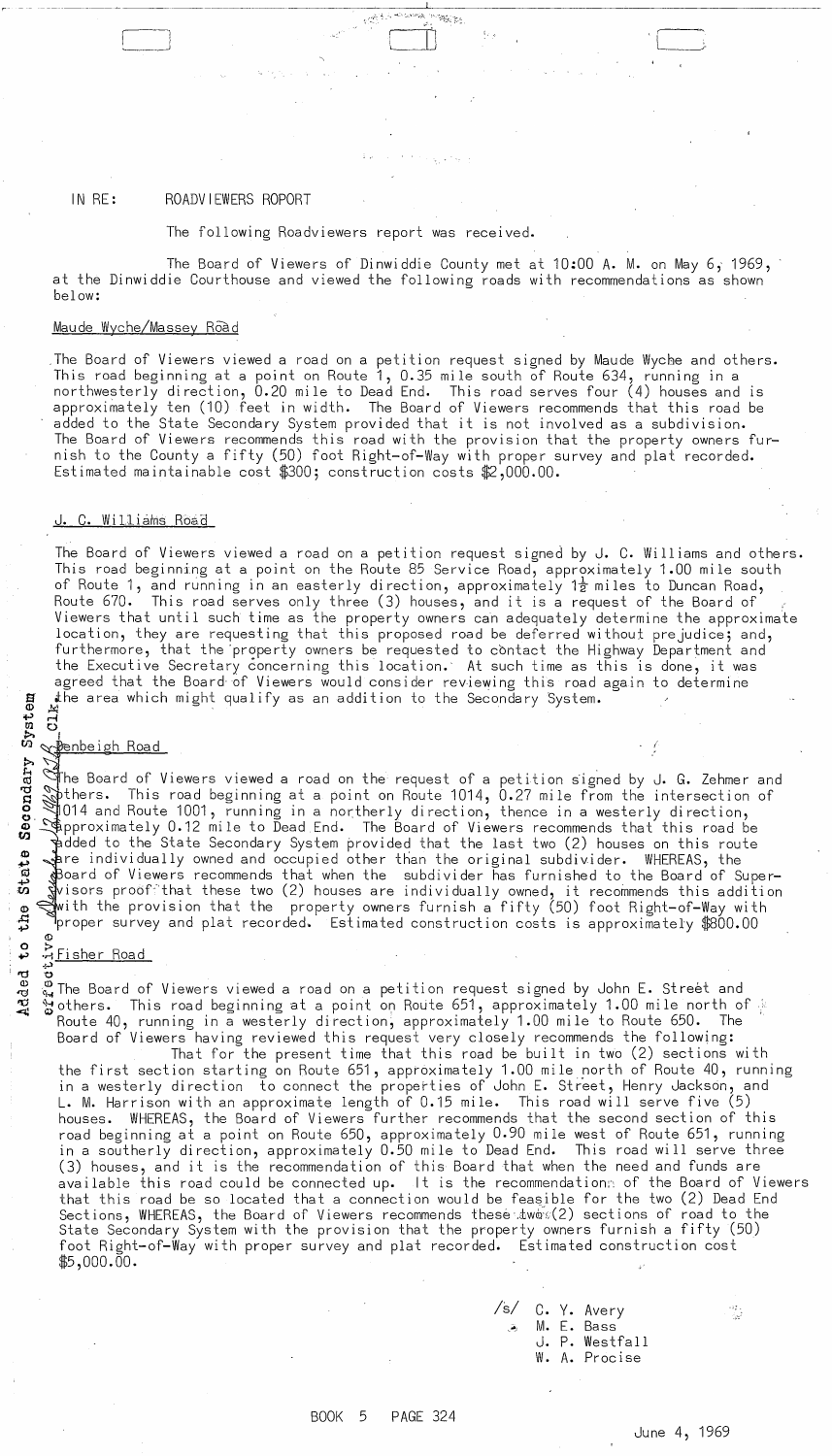IN RE: ROADVIEWERS ROPORT

The following Roadviewers report was received.

The Board of Viewers of Dinwiddie County met at 10:00 A. M. on May 6, 1969, at the Dinwiddie Courthouse and viewed the following roads with recommendations as shown below:

Maude Wyche/Massey Road

The Board of Viewers viewed a road on a petition request signed by Maude Wyche and others. This road beginning at a point on Route 1, 0.35 mile south of Route 634, running in a northwesterly direction, 0.20 mile to Dead End. This road serves four (4) houses and is approximately ten (10) feet in width. The Board of Viewers recommends that this road be added to the State Secondary System provided that it is not involved as a subdivision. The Board of Viewers recommends this road with the provision that the property owners furnish to the County a fifty (50) foot Right-of-Way with proper survey and plat recorded. Estimated maintainable cost $300; construction costs $2,000.00.

J. C. Williams Road

The Board of Viewers viewed a road on a petition request signed by J. C. Williams and others. This road beginning at a point on the Route 85 Service Road, approximately 1.00 mile south of Route 1, and running in an easterly direction, approximately 1½ miles to Duncan Road, Route 670. This road serves only three (3) houses, and it is a request of the Board of Viewers that until such time as the property owners can adequately determine the approximate location, they are requesting that this proposed road be deferred without prejudice; and, furthermore, that the property owners be requested to contact the Highway Department and the Executive Secretary concerning this location. At such time as this is done, it was agreed that the Board of Viewers would consider reviewing this road again to determine the area which might qualify as an addition to the Secondary System.

Added to the State Secondary System effective December 12, 1969 Clk

Denbeigh Road

The Board of Viewers viewed a road on the request of a petition signed by J. G. Zehmer and others. This road beginning at a point on Route 1014, 0.27 mile from the intersection of 1014 and Route 1001, running in a northerly direction, thence in a westerly direction, approximately 0.12 mile to Dead End. The Board of Viewers recommends that this road be added to the State Secondary System provided that the last two (2) houses on this route are individually owned and occupied other than the original subdivider. WHEREAS, the Board of Viewers recommends that when the subdivider has furnished to the Board of Supervisors proof that these two (2) houses are individually owned, it recommends this addition with the provision that the property owners furnish a fifty (50) foot Right-of-Way with proper survey and plat recorded. Estimated construction costs is approximately $800.00

Fisher Road

The Board of Viewers viewed a road on a petition request signed by John E. Street and others. This road beginning at a point on Route 651, approximately 1.00 mile north of Route 40, running in a westerly direction, approximately 1.00 mile to Route 650. The Board of Viewers having reviewed this request very closely recommends the following:

That for the present time that this road be built in two (2) sections with the first section starting on Route 651, approximately 1.00 mile north of Route 40, running in a westerly direction to connect the properties of John E. Street, Henry Jackson, and L. M. Harrison with an approximate length of 0.15 mile. This road will serve five (5) houses. WHEREAS, the Board of Viewers further recommends that the second section of this road beginning at a point on Route 650, approximately 0.90 mile west of Route 651, running in a southerly direction, approximately 0.50 mile to Dead End. This road will serve three (3) houses, and it is the recommendation of this Board that when the need and funds are available this road could be connected up. It is the recommendation of the Board of Viewers that this road be so located that a connection would be feasible for the two (2) Dead End Sections, WHEREAS, the Board of Viewers recommends these two (2) sections of road to the State Secondary System with the provision that the property owners furnish a fifty (50) foot Right-of-Way with proper survey and plat recorded. Estimated construction cost $5,000.00.

/s/ C. Y. Avery
M. E. Bass
J. P. Westfall
W. A. Procise

BOOK 5 PAGE 324

June 4, 1969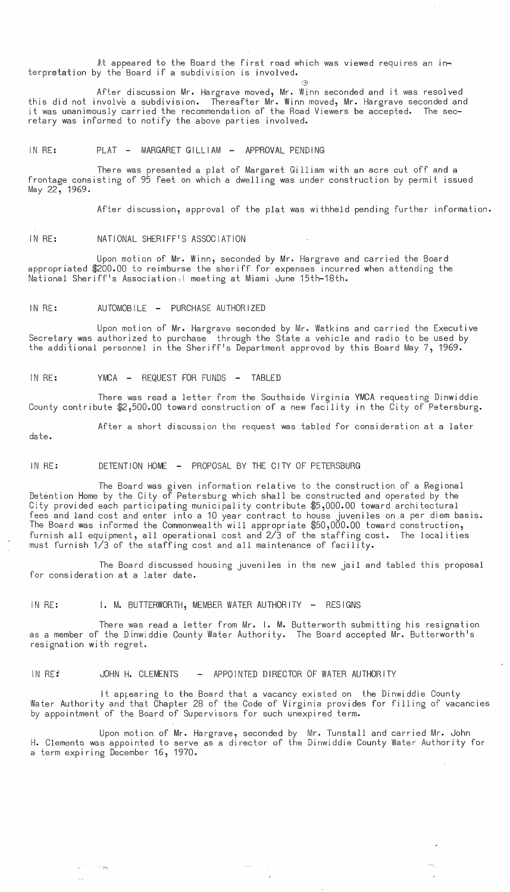It appeared to the Board the first road which was viewed requires an interpretation by the Board if a subdivision is involved.

After discussion Mr. Hargrave moved, Mr. Winn seconded and it was resolved this did not involve a subdivision. Thereafter Mr. Winn moved, Mr. Hargrave seconded and it was unanimously carried the recommendation of the Road Viewers be accepted. The secretary was informed to notify the above parties involved.

IN RE: PLAT - MARGARET GILLIAM - APPROVAL PENDING

There was presented a plat of Margaret Gilliam with an acre cut off and a frontage consisting of 95 feet on which a dwelling was under construction by permit issued May 22, 1969.

After discussion, approval of the plat was withheld pending further information.

IN RE: NATIONAL SHERIFF'S ASSOCIATION

Upon motion of Mr. Winn, seconded by Mr. Hargrave and carried the Board appropriated $200.00 to reimburse the sheriff for expenses incurred when attending the National Sheriff's Association meeting at Miami June 15th-18th.

IN RE: AUTOMOBILE - PURCHASE AUTHORIZED

Upon motion of Mr. Hargrave seconded by Mr. Watkins and carried the Executive Secretary was authorized to purchase through the State a vehicle and radio to be used by the additional personnel in the Sheriff's Department approved by this Board May 7, 1969.

IN RE: YMCA - REQUEST FOR FUNDS - TABLED

There was read a letter from the Southside Virginia YMCA requesting Dinwiddie County contribute $2,500.00 toward construction of a new facility in the City of Petersburg.

After a short discussion the request was tabled for consideration at a later date.

IN RE: DETENTION HOME - PROPOSAL BY THE CITY OF PETERSBURG

The Board was given information relative to the construction of a Regional Detention Home by the City of Petersburg which shall be constructed and operated by the City provided each participating municipality contribute $5,000.00 toward architectural fees and land cost and enter into a 10 year contract to house juveniles on a per diem basis. The Board was informed the Commonwealth will appropriate $50,000.00 toward construction, furnish all equipment, all operational cost and 2/3 of the staffing cost. The localities must furnish 1/3 of the staffing cost and all maintenance of facility.

The Board discussed housing juveniles in the new jail and tabled this proposal for consideration at a later date.

IN RE: I. M. BUTTERWORTH, MEMBER WATER AUTHORITY - RESIGNS

There was read a letter from Mr. I. M. Butterworth submitting his resignation as a member of the Dinwiddie County Water Authority. The Board accepted Mr. Butterworth's resignation with regret.

IN RE: JOHN H. CLEMENTS - APPOINTED DIRECTOR OF WATER AUTHORITY

It appearing to the Board that a vacancy existed on the Dinwiddie County Water Authority and that Chapter 28 of the Code of Virginia provides for filling of vacancies by appointment of the Board of Supervisors for such unexpired term.

Upon motion of Mr. Hargrave, seconded by Mr. Tunstall and carried Mr. John H. Clements was appointed to serve as a director of the Dinwiddie County Water Authority for a term expiring December 16, 1970.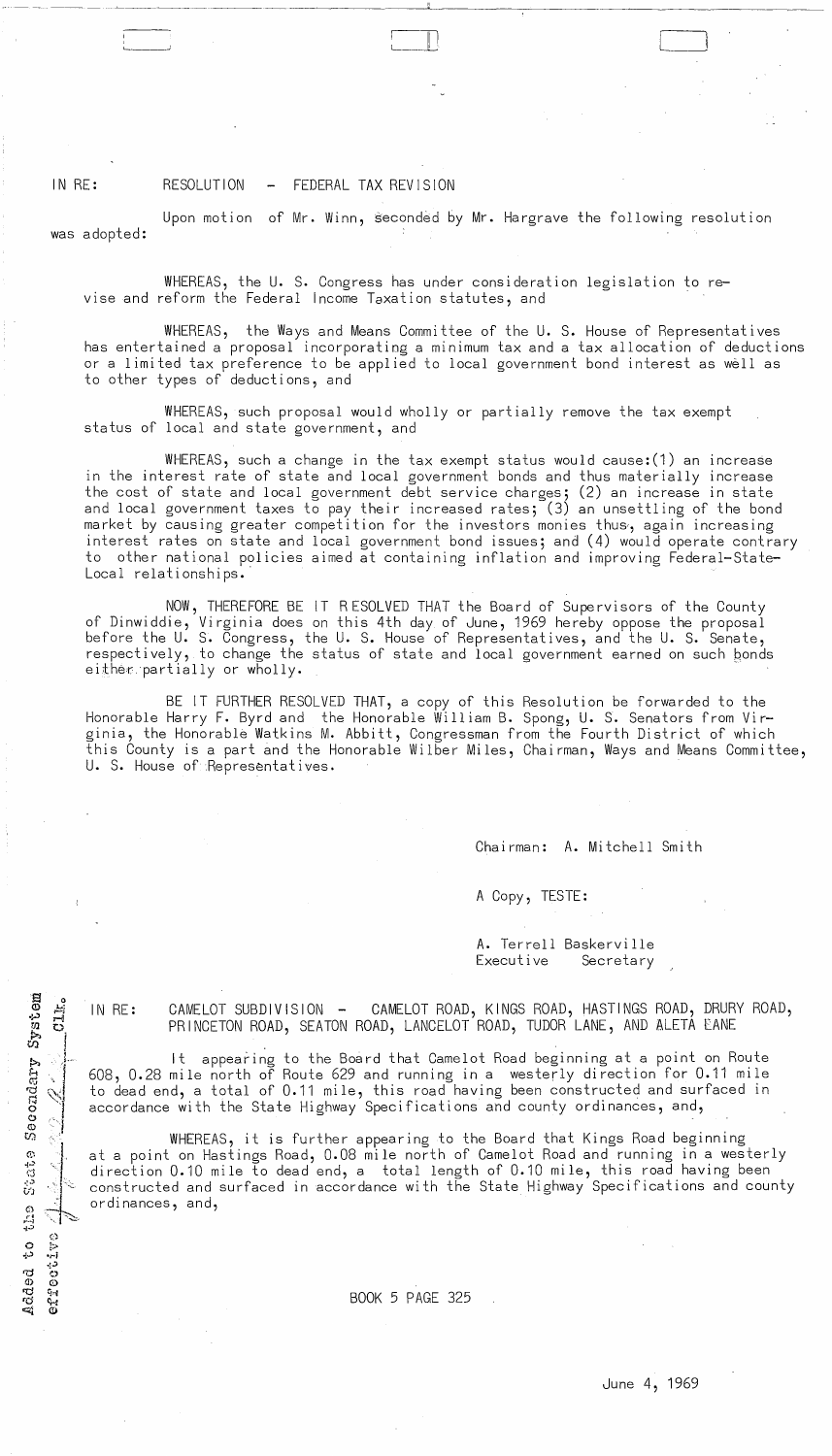IN RE: RESOLUTION - FEDERAL TAX REVISION

Upon motion of Mr. Winn, seconded by Mr. Hargrave the following resolution was adopted:

WHEREAS, the U. S. Congress has under consideration legislation to revise and reform the Federal Income Taxation statutes, and

WHEREAS, the Ways and Means Committee of the U. S. House of Representatives has entertained a proposal incorporating a minimum tax and a tax allocation of deductions or a limited tax preference to be applied to local government bond interest as well as to other types of deductions, and

WHEREAS, such proposal would wholly or partially remove the tax exempt status of local and state government, and

WHEREAS, such a change in the tax exempt status would cause:(1) an increase in the interest rate of state and local government bonds and thus materially increase the cost of state and local government debt service charges; (2) an increase in state and local government taxes to pay their increased rates; (3) an unsettling of the bond market by causing greater competition for the investors monies thus, again increasing interest rates on state and local government bond issues; and (4) would operate contrary to other national policies aimed at containing inflation and improving Federal-State-Local relationships.

NOW, THEREFORE BE IT RESOLVED THAT the Board of Supervisors of the County of Dinwiddie, Virginia does on this 4th day of June, 1969 hereby oppose the proposal before the U. S. Congress, the U. S. House of Representatives, and the U. S. Senate, respectively, to change the status of state and local government earned on such bonds either partially or wholly.

BE IT FURTHER RESOLVED THAT, a copy of this Resolution be forwarded to the Honorable Harry F. Byrd and the Honorable William B. Spong, U. S. Senators from Virginia, the Honorable Watkins M. Abbitt, Congressman from the Fourth District of which this County is a part and the Honorable Wilber Miles, Chairman, Ways and Means Committee, U. S. House of Representatives.

Chairman: A. Mitchell Smith

A Copy, TESTE:

A. Terrell Baskerville
Executive Secretary

Added to the State Secondary System effective ______ Clk.

IN RE: CAMELOT SUBDIVISION - CAMELOT ROAD, KINGS ROAD, HASTINGS ROAD, DRURY ROAD, PRINCETON ROAD, SEATON ROAD, LANCELOT ROAD, TUDOR LANE, AND ALETA LANE

It appearing to the Board that Camelot Road beginning at a point on Route 608, 0.28 mile north of Route 629 and running in a westerly direction for 0.11 mile to dead end, a total of 0.11 mile, this road having been constructed and surfaced in accordance with the State Highway Specifications and county ordinances, and,

WHEREAS, it is further appearing to the Board that Kings Road beginning at a point on Hastings Road, 0.08 mile north of Camelot Road and running in a westerly direction 0.10 mile to dead end, a total length of 0.10 mile, this road having been constructed and surfaced in accordance with the State Highway Specifications and county ordinances, and,

BOOK 5 PAGE 325

June 4, 1969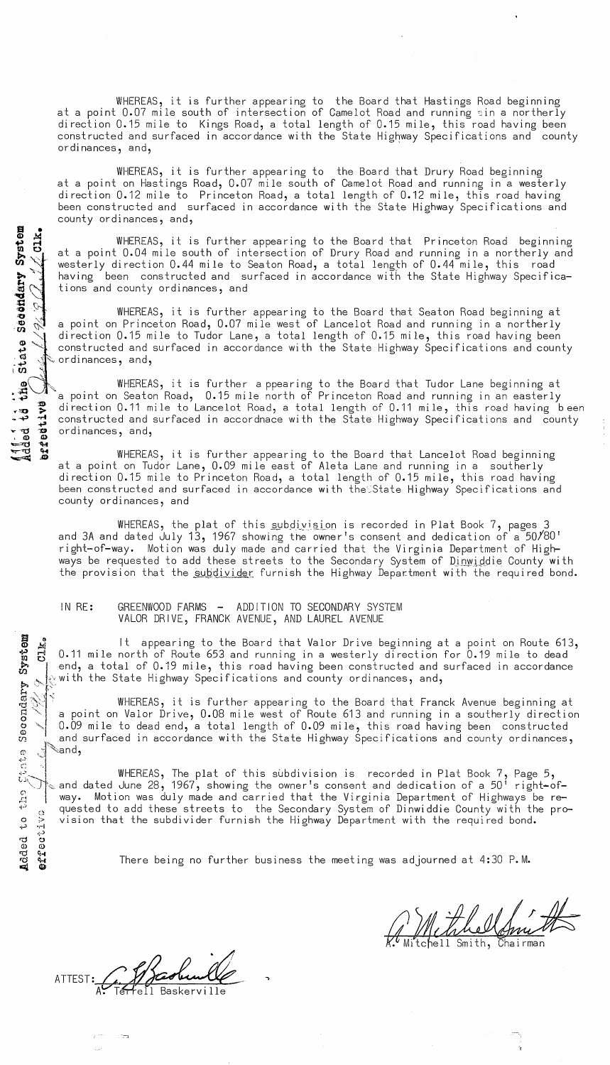WHEREAS, it is further appearing to the Board that Hastings Road beginning at a point 0.07 mile south of intersection of Camelot Road and running in a northerly direction 0.15 mile to Kings Road, a total length of 0.15 mile, this road having been constructed and surfaced in accordance with the State Highway Specifications and county ordinances, and,

WHEREAS, it is further appearing to the Board that Drury Road beginning at a point on Hastings Road, 0.07 mile south of Camelot Road and running in a westerly direction 0.12 mile to Princeton Road, a total length of 0.12 mile, this road having been constructed and surfaced in accordance with the State Highway Specifications and county ordinances, and,

WHEREAS, it is further appearing to the Board that Princeton Road beginning at a point 0.04 mile south of intersection of Drury Road and running in a northerly and westerly direction 0.44 mile to Seaton Road, a total length of 0.44 mile, this road having been constructed and surfaced in accordance with the State Highway Specifications and county ordinances, and

WHEREAS, it is further appearing to the Board that Seaton Road beginning at a point on Princeton Road, 0.07 mile west of Lancelot Road and running in a northerly direction 0.15 mile to Tudor Lane, a total length of 0.15 mile, this road having been constructed and surfaced in accordance with the State Highway Specifications and county ordinances, and,

WHEREAS, it is further appearing to the Board that Tudor Lane beginning at a point on Seaton Road, 0.15 mile north of Princeton Road and running in an easterly direction 0.11 mile to Lancelot Road, a total length of 0.11 mile, this road having been constructed and surfaced in accordnace with the State Highway Specifications and county ordinances, and,

WHEREAS, it is further appearing to the Board that Lancelot Road beginning at a point on Tudor Lane, 0.09 mile east of Aleta Lane and running in a southerly direction 0.15 mile to Princeton Road, a total length of 0.15 mile, this road having been constructed and surfaced in accordance with the State Highway Specifications and county ordinances, and

WHEREAS, the plat of this subdivision is recorded in Plat Book 7, pages 3 and 3A and dated July 13, 1967 showing the owner's consent and dedication of a 50/80' right-of-way. Motion was duly made and carried that the Virginia Department of Highways be requested to add these streets to the Secondary System of Dinwiddie County with the provision that the subdivider furnish the Highway Department with the required bond.

Added to the State Secondary System effective ________ Clk.

IN RE: GREENWOOD FARMS - ADDITION TO SECONDARY SYSTEM
VALOR DRIVE, FRANCK AVENUE, AND LAUREL AVENUE

It appearing to the Board that Valor Drive beginning at a point on Route 613, 0.11 mile north of Route 653 and running in a westerly direction for 0.19 mile to dead end, a total of 0.19 mile, this road having been constructed and surfaced in accordance with the State Highway Specifications and county ordinances, and,

WHEREAS, it is further appearing to the Board that Franck Avenue beginning at a point on Valor Drive, 0.08 mile west of Route 613 and running in a southerly direction 0.09 mile to dead end, a total length of 0.09 mile, this road having been constructed and surfaced in accordance with the State Highway Specifications and county ordinances, and,

WHEREAS, The plat of this subdivision is recorded in Plat Book 7, Page 5, and dated June 28, 1967, showing the owner's consent and dedication of a 50' right-of-way. Motion was duly made and carried that the Virginia Department of Highways be requested to add these streets to the Secondary System of Dinwiddie County with the provision that the subdivider furnish the Highway Department with the required bond.

Added to the State Secondary System effective ________ Clk.

There being no further business the meeting was adjourned at 4:30 P.M.

A. Mitchell Smith, Chairman

ATTEST: A. Terrell Baskerville